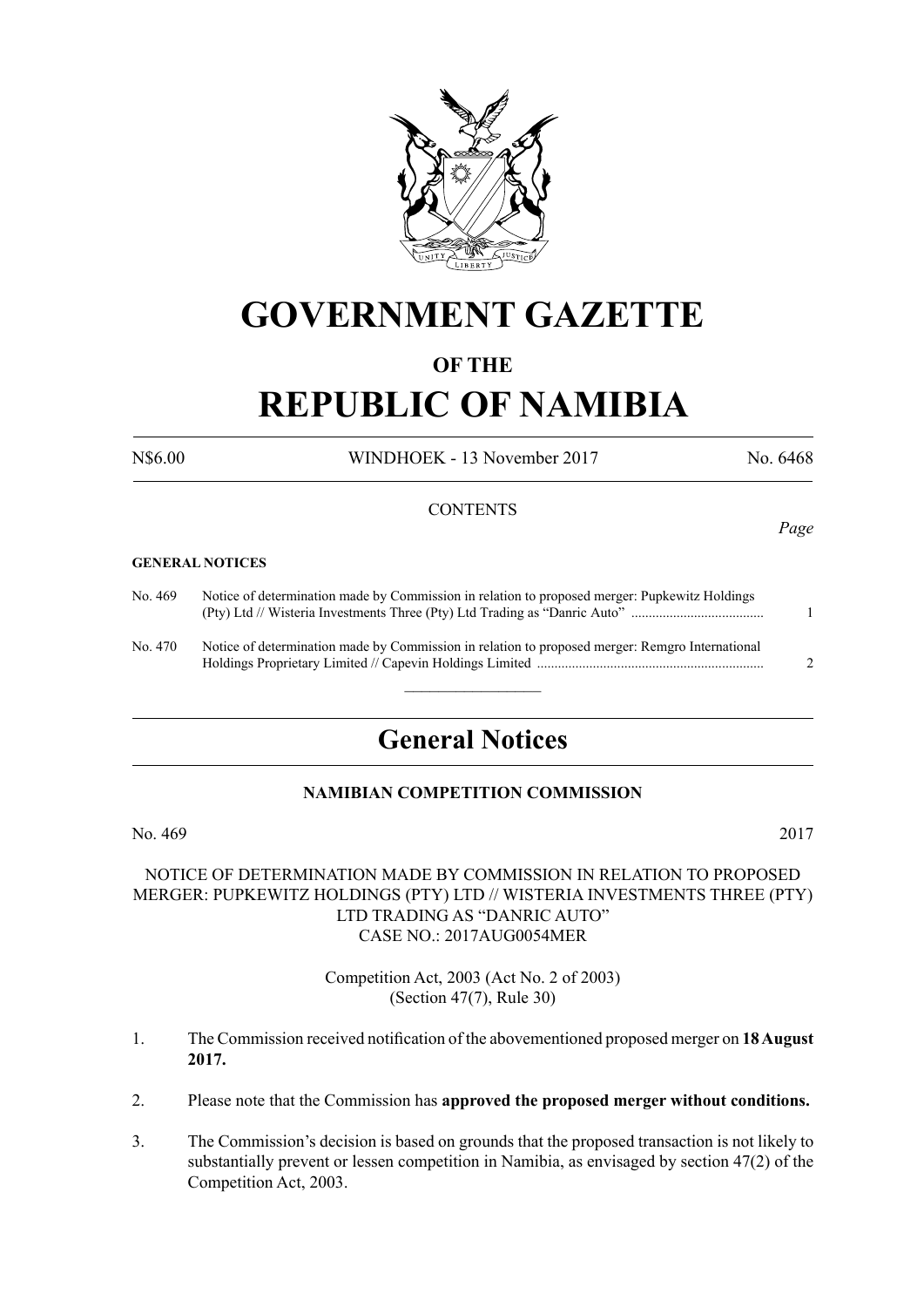# GOVERNMENT GAZETTE

## OF THE

# REPUBLIC OF NAMIBIA

N$6.00 WINDHOEK - 13 November 2017 No. 6468

CONTENTS

*Page*

**GENERAL NOTICES**

| | | |
|---|---|---|
| No. 469 | Notice of determination made by Commission in relation to proposed merger: Pupkewitz Holdings (Pty) Ltd // Wisteria Investments Three (Pty) Ltd Trading as "Danric Auto" ...................................... | 1 |
| No. 470 | Notice of determination made by Commission in relation to proposed merger: Remgro International Holdings Proprietary Limited // Capevin Holdings Limited ................................................................ | 2 |

## General Notices

### NAMIBIAN COMPETITION COMMISSION

No. 469 2017

NOTICE OF DETERMINATION MADE BY COMMISSION IN RELATION TO PROPOSED MERGER: PUPKEWITZ HOLDINGS (PTY) LTD // WISTERIA INVESTMENTS THREE (PTY) LTD TRADING AS "DANRIC AUTO"
CASE NO.: 2017AUG0054MER

Competition Act, 2003 (Act No. 2 of 2003)
(Section 47(7), Rule 30)

1. The Commission received notification of the abovementioned proposed merger on **18 August 2017.**

2. Please note that the Commission has **approved the proposed merger without conditions.**

3. The Commission's decision is based on grounds that the proposed transaction is not likely to substantially prevent or lessen competition in Namibia, as envisaged by section 47(2) of the Competition Act, 2003.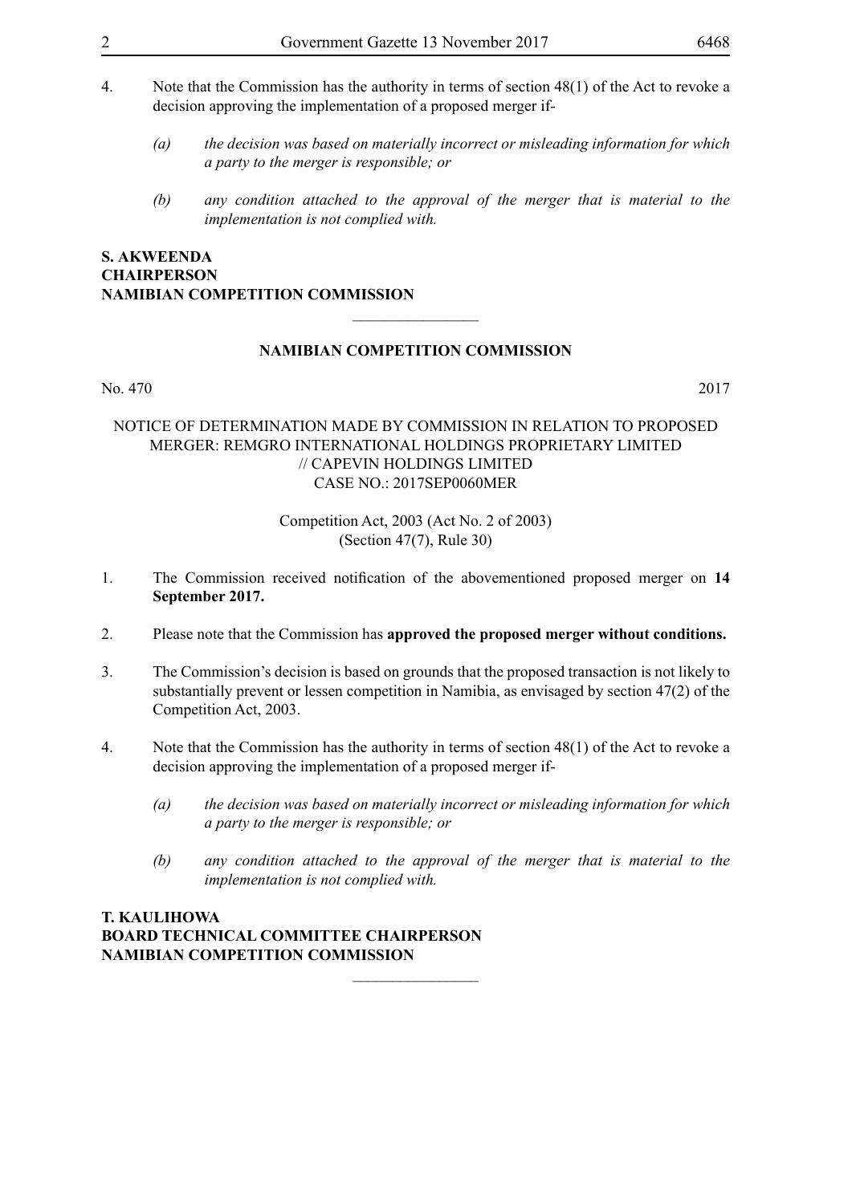4. Note that the Commission has the authority in terms of section 48(1) of the Act to revoke a decision approving the implementation of a proposed merger if-

   *(a) the decision was based on materially incorrect or misleading information for which a party to the merger is responsible; or*

   *(b) any condition attached to the approval of the merger that is material to the implementation is not complied with.*

**S. AKWEENDA**
**CHAIRPERSON**
**NAMIBIAN COMPETITION COMMISSION**

________________

**NAMIBIAN COMPETITION COMMISSION**

No. 470 2017

NOTICE OF DETERMINATION MADE BY COMMISSION IN RELATION TO PROPOSED MERGER: REMGRO INTERNATIONAL HOLDINGS PROPRIETARY LIMITED // CAPEVIN HOLDINGS LIMITED
CASE NO.: 2017SEP0060MER

Competition Act, 2003 (Act No. 2 of 2003)
(Section 47(7), Rule 30)

1. The Commission received notification of the abovementioned proposed merger on **14 September 2017.**

2. Please note that the Commission has **approved the proposed merger without conditions.**

3. The Commission's decision is based on grounds that the proposed transaction is not likely to substantially prevent or lessen competition in Namibia, as envisaged by section 47(2) of the Competition Act, 2003.

4. Note that the Commission has the authority in terms of section 48(1) of the Act to revoke a decision approving the implementation of a proposed merger if-

   *(a) the decision was based on materially incorrect or misleading information for which a party to the merger is responsible; or*

   *(b) any condition attached to the approval of the merger that is material to the implementation is not complied with.*

**T. KAULIHOWA**
**BOARD TECHNICAL COMMITTEE CHAIRPERSON**
**NAMIBIAN COMPETITION COMMISSION**

________________